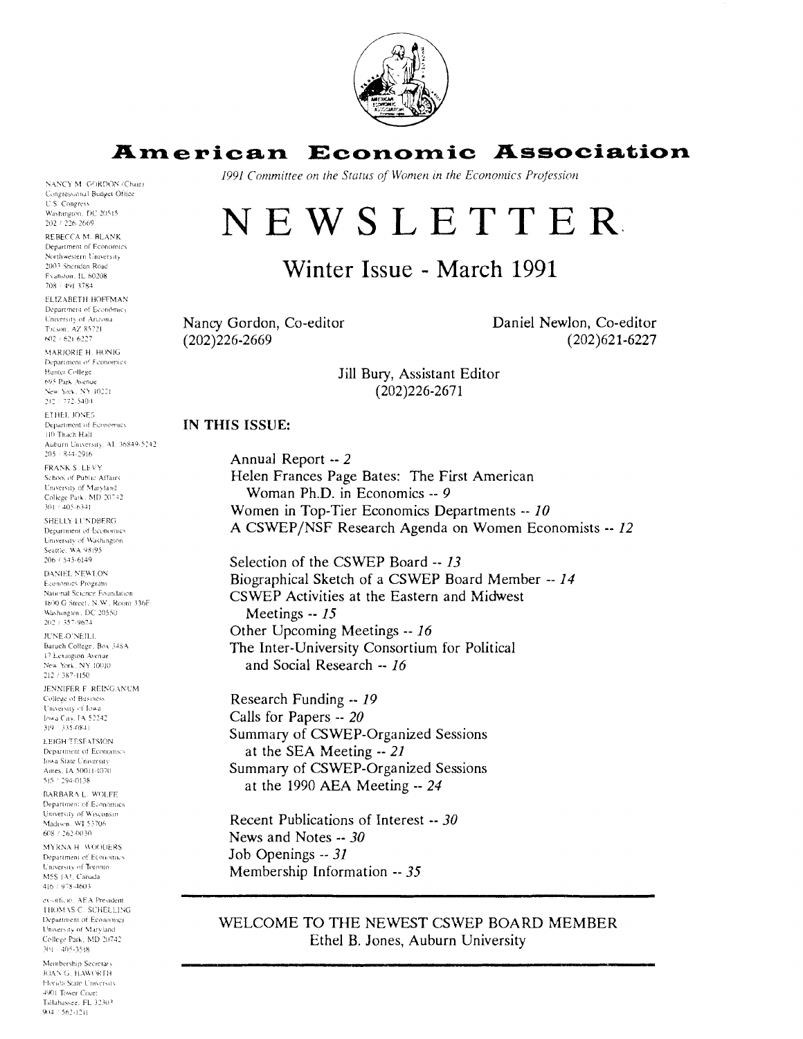# American Economic Association

*1991 Committee on the Status of Women in the Economics Profession*

# NEWSLETTER

## Winter Issue - March 1991

Nancy Gordon, Co-editor
(202)226-2669

Daniel Newlon, Co-editor
(202)621-6227

Jill Bury, Assistant Editor
(202)226-2671

**IN THIS ISSUE:**

Annual Report -- *2*
Helen Frances Page Bates: The First American Woman Ph.D. in Economics -- *9*
Women in Top-Tier Economics Departments -- *10*
A CSWEP/NSF Research Agenda on Women Economists -- *12*

Selection of the CSWEP Board -- *13*
Biographical Sketch of a CSWEP Board Member -- *14*
CSWEP Activities at the Eastern and Midwest Meetings -- *15*
Other Upcoming Meetings -- *16*
The Inter-University Consortium for Political and Social Research -- *16*

Research Funding -- *19*
Calls for Papers -- *20*
Summary of CSWEP-Organized Sessions at the SEA Meeting -- *21*
Summary of CSWEP-Organized Sessions at the 1990 AEA Meeting -- *24*

Recent Publications of Interest -- *30*
News and Notes -- *30*
Job Openings -- *31*
Membership Information -- *35*

---

WELCOME TO THE NEWEST CSWEP BOARD MEMBER
Ethel B. Jones, Auburn University

---

NANCY M. GORDON (Chair)
Congressional Budget Office
U.S. Congress
Washington, DC 20515
202 / 226-2669

REBECCA M. BLANK
Department of Economics
Northwestern University
2003 Sheridan Road
Evanston, IL 60208
708 / 491-3784

ELIZABETH HOFFMAN
Department of Economics
University of Arizona
Tucson, AZ 85721
602 / 621-6227

MARJORIE H. HONIG
Department of Economics
Hunter College
695 Park Avenue
New York, NY 10021
212 / 772-5400

ETHEL JONES
Department of Economics
110 Thach Hall
Auburn University, AL 36849-5242
205 / 844-2916

FRANK S. LEVY
School of Public Affairs
University of Maryland
College Park, MD 20742
301 / 405-6341

SHELLY LUNDBERG
Department of Economics
University of Washington
Seattle, WA 98195
206 / 543-6149

DANIEL NEWLON
Economics Program
National Science Foundation
1800 G Street, N.W., Room 336F
Washington, DC 20550
202 / 357-9674

JUNE O'NEILL
Baruch College, Box 348A
17 Lexington Avenue
New York, NY 10010
212 / 387-1150

JENNIFER F. REINGANUM
College of Business
University of Iowa
Iowa City, IA 52242
319 / 335-0841

LEIGH TESFATSION
Department of Economics
Iowa State University
Ames, IA 50011-1070
515 / 294-0138

BARBARA L. WOLFE
Department of Economics
University of Wisconsin
Madison, WI 53706
608 / 262-0030

MYRNA H. WOODERS
Department of Economics
University of Toronto
M5S 1A1, Canada
416 / 978-4603

ex-officio, AEA President
THOMAS C. SCHELLING
Department of Economics
University of Maryland
College Park, MD 20742
301 / 405-3518

Membership Secretary
JOAN G. HAWORTH
Florida State University
4901 Tower Court
Tallahassee, FL 32303
904 / 562-1211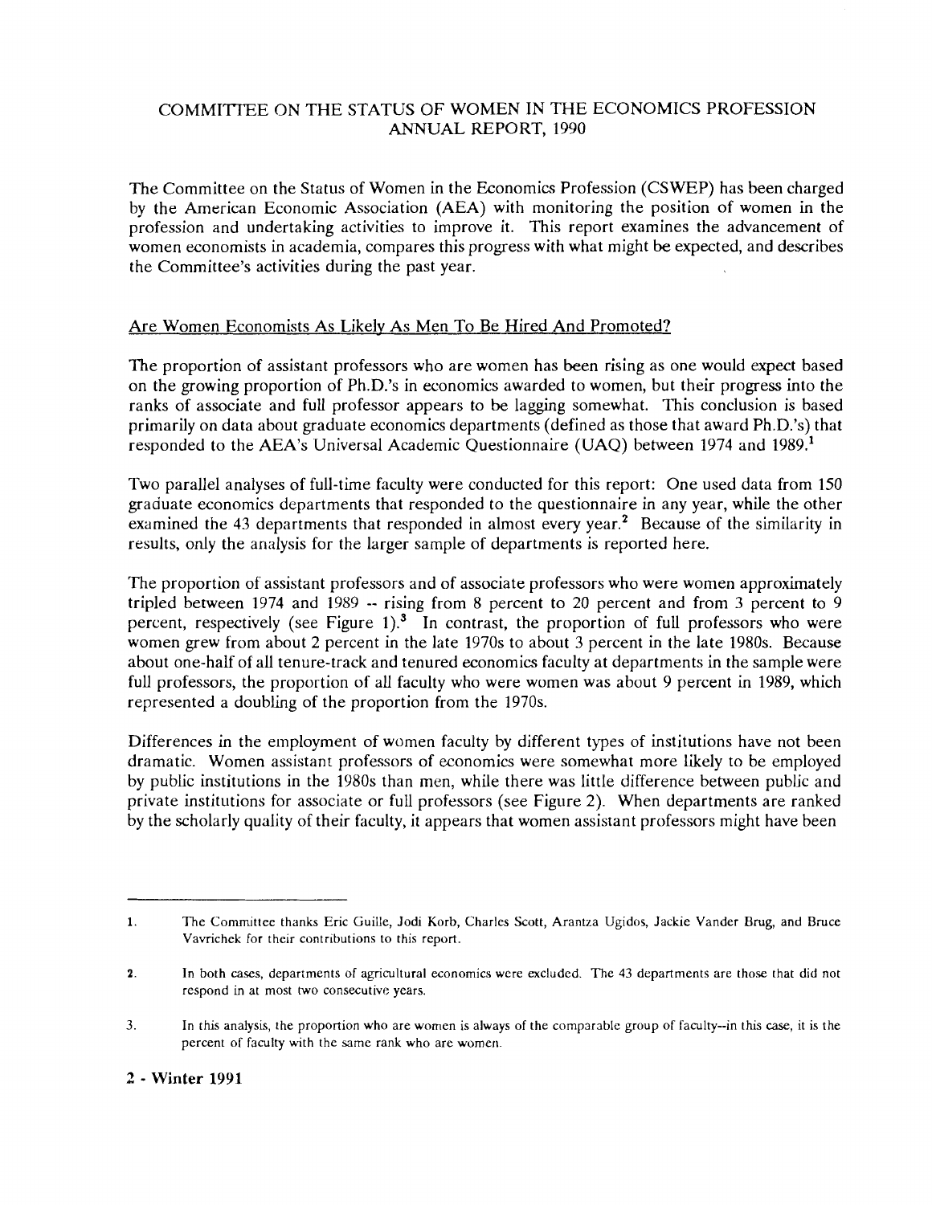# COMMITTEE ON THE STATUS OF WOMEN IN THE ECONOMICS PROFESSION ANNUAL REPORT, 1990

The Committee on the Status of Women in the Economics Profession (CSWEP) has been charged by the American Economic Association (AEA) with monitoring the position of women in the profession and undertaking activities to improve it. This report examines the advancement of women economists in academia, compares this progress with what might be expected, and describes the Committee's activities during the past year.

## Are Women Economists As Likely As Men To Be Hired And Promoted?

The proportion of assistant professors who are women has been rising as one would expect based on the growing proportion of Ph.D.'s in economics awarded to women, but their progress into the ranks of associate and full professor appears to be lagging somewhat. This conclusion is based primarily on data about graduate economics departments (defined as those that award Ph.D.'s) that responded to the AEA's Universal Academic Questionnaire (UAQ) between 1974 and 1989.[1]

Two parallel analyses of full-time faculty were conducted for this report: One used data from 150 graduate economics departments that responded to the questionnaire in any year, while the other examined the 43 departments that responded in almost every year.[2] Because of the similarity in results, only the analysis for the larger sample of departments is reported here.

The proportion of assistant professors and of associate professors who were women approximately tripled between 1974 and 1989 -- rising from 8 percent to 20 percent and from 3 percent to 9 percent, respectively (see Figure 1).[3] In contrast, the proportion of full professors who were women grew from about 2 percent in the late 1970s to about 3 percent in the late 1980s. Because about one-half of all tenure-track and tenured economics faculty at departments in the sample were full professors, the proportion of all faculty who were women was about 9 percent in 1989, which represented a doubling of the proportion from the 1970s.

Differences in the employment of women faculty by different types of institutions have not been dramatic. Women assistant professors of economics were somewhat more likely to be employed by public institutions in the 1980s than men, while there was little difference between public and private institutions for associate or full professors (see Figure 2). When departments are ranked by the scholarly quality of their faculty, it appears that women assistant professors might have been

---

1. The Committee thanks Eric Guille, Jodi Korb, Charles Scott, Arantza Ugidos, Jackie Vander Brug, and Bruce Vavrichek for their contributions to this report.

2. In both cases, departments of agricultural economics were excluded. The 43 departments are those that did not respond in at most two consecutive years.

3. In this analysis, the proportion who are women is always of the comparable group of faculty--in this case, it is the percent of faculty with the same rank who are women.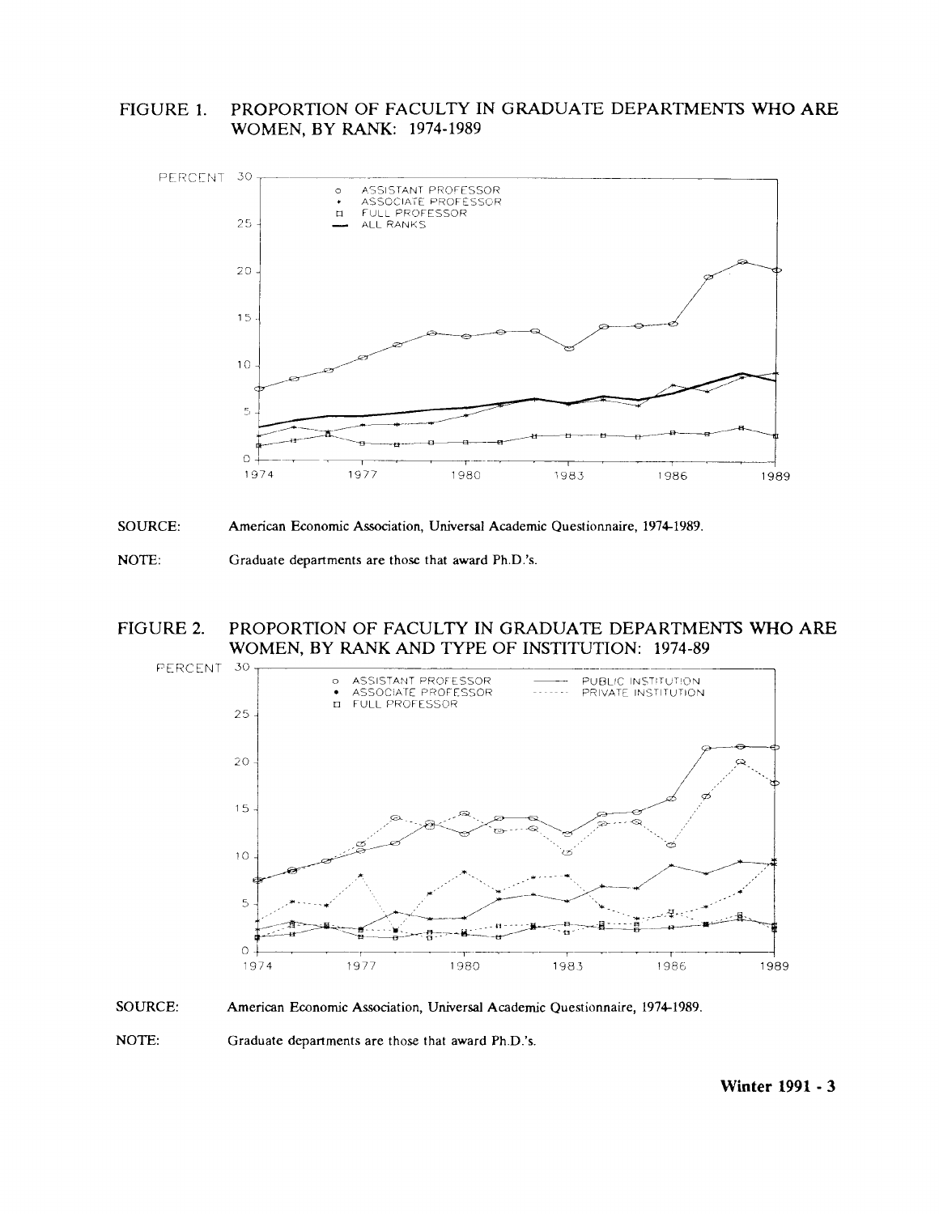## FIGURE 1. PROPORTION OF FACULTY IN GRADUATE DEPARTMENTS WHO ARE WOMEN, BY RANK: 1974-1989

SOURCE: American Economic Association, Universal Academic Questionnaire, 1974-1989.

NOTE: Graduate departments are those that award Ph.D.'s.

## FIGURE 2. PROPORTION OF FACULTY IN GRADUATE DEPARTMENTS WHO ARE WOMEN, BY RANK AND TYPE OF INSTITUTION: 1974-89

SOURCE: American Economic Association, Universal Academic Questionnaire, 1974-1989.

NOTE: Graduate departments are those that award Ph.D.'s.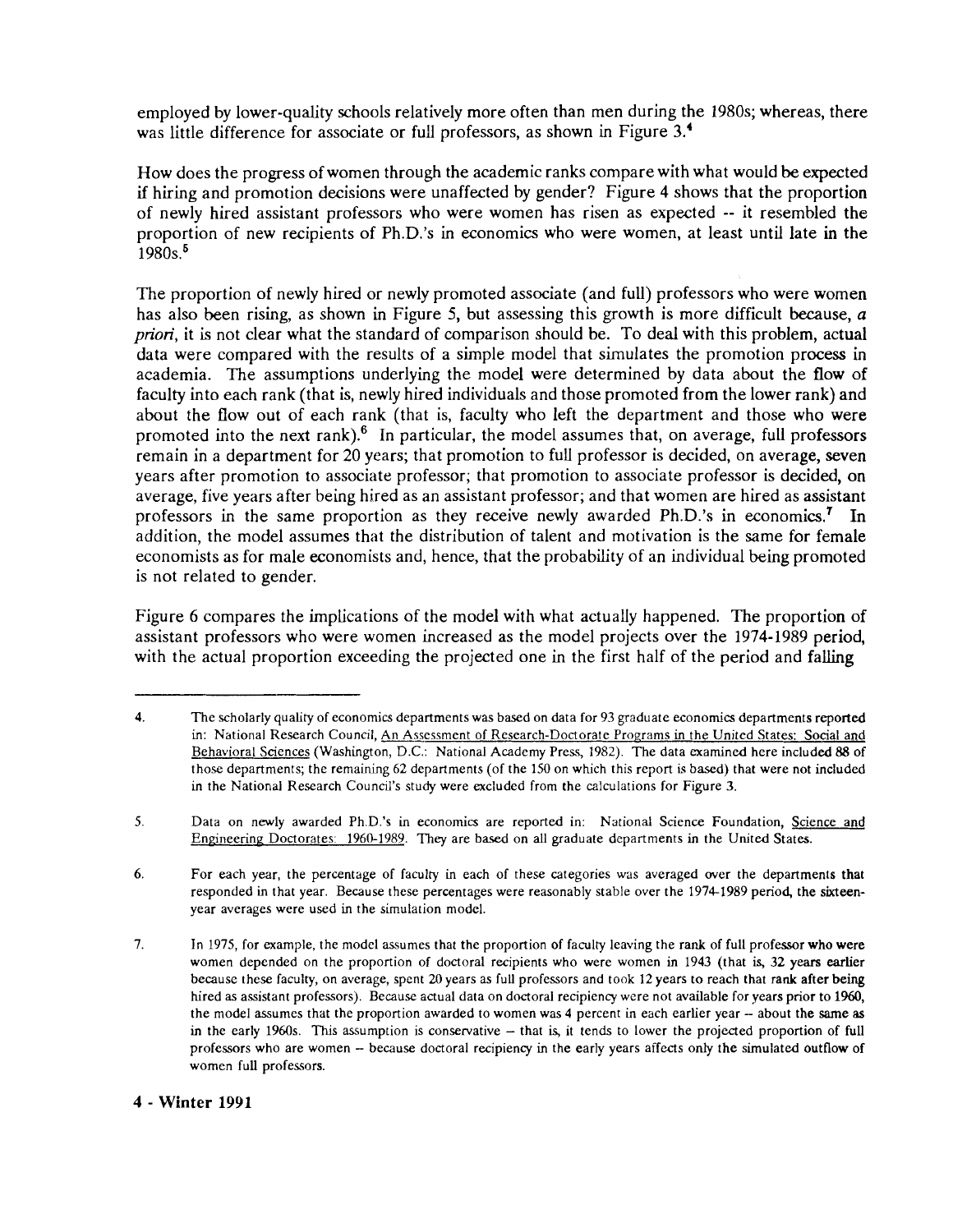employed by lower-quality schools relatively more often than men during the 1980s; whereas, there was little difference for associate or full professors, as shown in Figure 3.[4]

How does the progress of women through the academic ranks compare with what would be expected if hiring and promotion decisions were unaffected by gender? Figure 4 shows that the proportion of newly hired assistant professors who were women has risen as expected -- it resembled the proportion of new recipients of Ph.D.'s in economics who were women, at least until late in the 1980s.[5]

The proportion of newly hired or newly promoted associate (and full) professors who were women has also been rising, as shown in Figure 5, but assessing this growth is more difficult because, *a priori*, it is not clear what the standard of comparison should be. To deal with this problem, actual data were compared with the results of a simple model that simulates the promotion process in academia. The assumptions underlying the model were determined by data about the flow of faculty into each rank (that is, newly hired individuals and those promoted from the lower rank) and about the flow out of each rank (that is, faculty who left the department and those who were promoted into the next rank).[6] In particular, the model assumes that, on average, full professors remain in a department for 20 years; that promotion to full professor is decided, on average, seven years after promotion to associate professor; that promotion to associate professor is decided, on average, five years after being hired as an assistant professor; and that women are hired as assistant professors in the same proportion as they receive newly awarded Ph.D.'s in economics.[7] In addition, the model assumes that the distribution of talent and motivation is the same for female economists as for male economists and, hence, that the probability of an individual being promoted is not related to gender.

Figure 6 compares the implications of the model with what actually happened. The proportion of assistant professors who were women increased as the model projects over the 1974-1989 period, with the actual proportion exceeding the projected one in the first half of the period and falling

---

4. The scholarly quality of economics departments was based on data for 93 graduate economics departments reported in: National Research Council, An Assessment of Research-Doctorate Programs in the United States: Social and Behavioral Sciences (Washington, D.C.: National Academy Press, 1982). The data examined here included 88 of those departments; the remaining 62 departments (of the 150 on which this report is based) that were not included in the National Research Council's study were excluded from the calculations for Figure 3.

5. Data on newly awarded Ph.D.'s in economics are reported in: National Science Foundation, Science and Engineering Doctorates: 1960-1989. They are based on all graduate departments in the United States.

6. For each year, the percentage of faculty in each of these categories was averaged over the departments that responded in that year. Because these percentages were reasonably stable over the 1974-1989 period, the sixteen-year averages were used in the simulation model.

7. In 1975, for example, the model assumes that the proportion of faculty leaving the rank of full professor who were women depended on the proportion of doctoral recipients who were women in 1943 (that is, 32 years earlier because these faculty, on average, spent 20 years as full professors and took 12 years to reach that rank after being hired as assistant professors). Because actual data on doctoral recipiency were not available for years prior to 1960, the model assumes that the proportion awarded to women was 4 percent in each earlier year -- about the same as in the early 1960s. This assumption is conservative -- that is, it tends to lower the projected proportion of full professors who are women -- because doctoral recipiency in the early years affects only the simulated outflow of women full professors.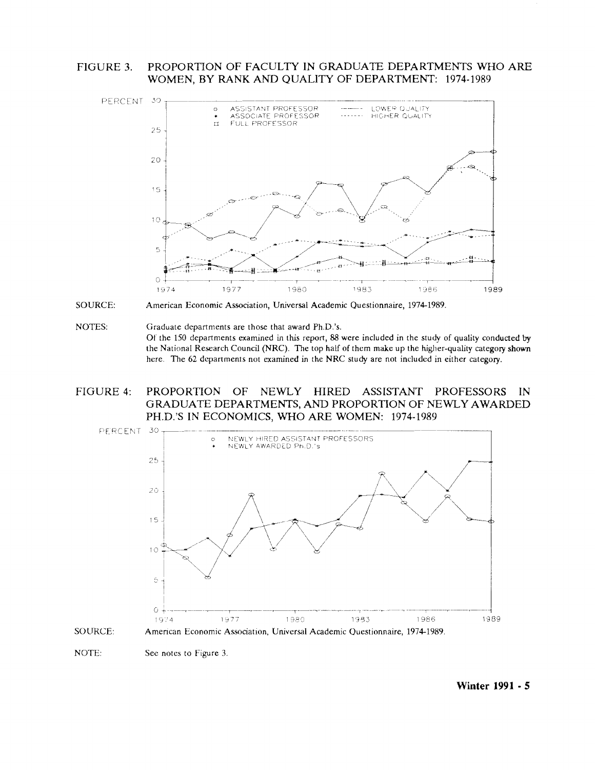FIGURE 3. PROPORTION OF FACULTY IN GRADUATE DEPARTMENTS WHO ARE WOMEN, BY RANK AND QUALITY OF DEPARTMENT: 1974-1989

SOURCE: American Economic Association, Universal Academic Questionnaire, 1974-1989.

NOTES: Graduate departments are those that award Ph.D.'s.
Of the 150 departments examined in this report, 88 were included in the study of quality conducted by the National Research Council (NRC). The top half of them make up the higher-quality category shown here. The 62 departments not examined in the NRC study are not included in either category.

FIGURE 4: PROPORTION OF NEWLY HIRED ASSISTANT PROFESSORS IN GRADUATE DEPARTMENTS, AND PROPORTION OF NEWLY AWARDED PH.D.'S IN ECONOMICS, WHO ARE WOMEN: 1974-1989

SOURCE: American Economic Association, Universal Academic Questionnaire, 1974-1989.

NOTE: See notes to Figure 3.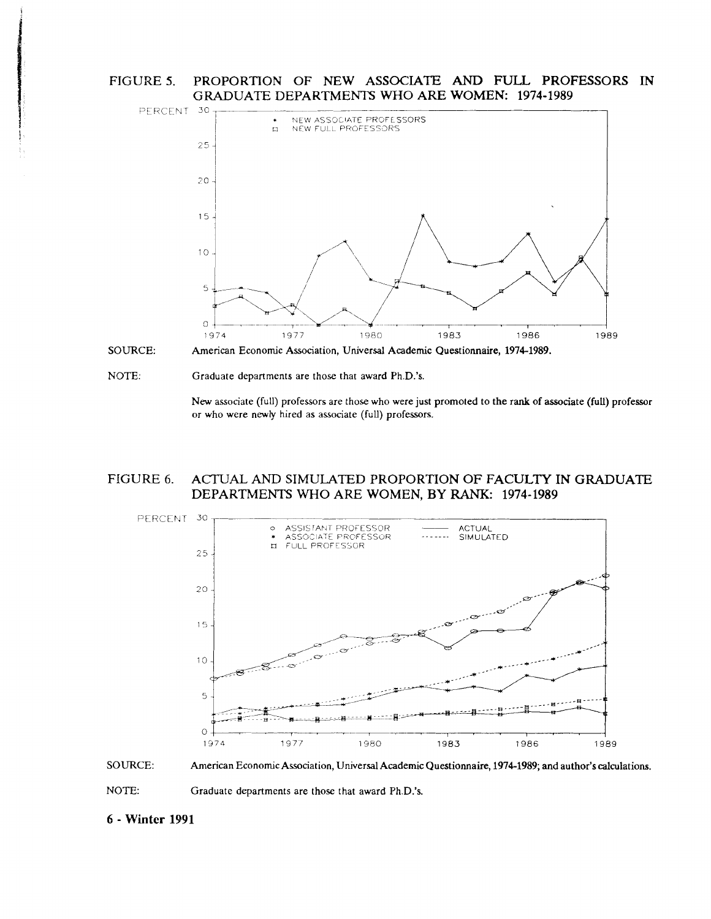## FIGURE 5. PROPORTION OF NEW ASSOCIATE AND FULL PROFESSORS IN GRADUATE DEPARTMENTS WHO ARE WOMEN: 1974-1989

SOURCE: American Economic Association, Universal Academic Questionnaire, 1974-1989.

NOTE: Graduate departments are those that award Ph.D.'s.

New associate (full) professors are those who were just promoted to the rank of associate (full) professor or who were newly hired as associate (full) professors.

## FIGURE 6. ACTUAL AND SIMULATED PROPORTION OF FACULTY IN GRADUATE DEPARTMENTS WHO ARE WOMEN, BY RANK: 1974-1989

SOURCE: American Economic Association, Universal Academic Questionnaire, 1974-1989; and author's calculations.

NOTE: Graduate departments are those that award Ph.D.'s.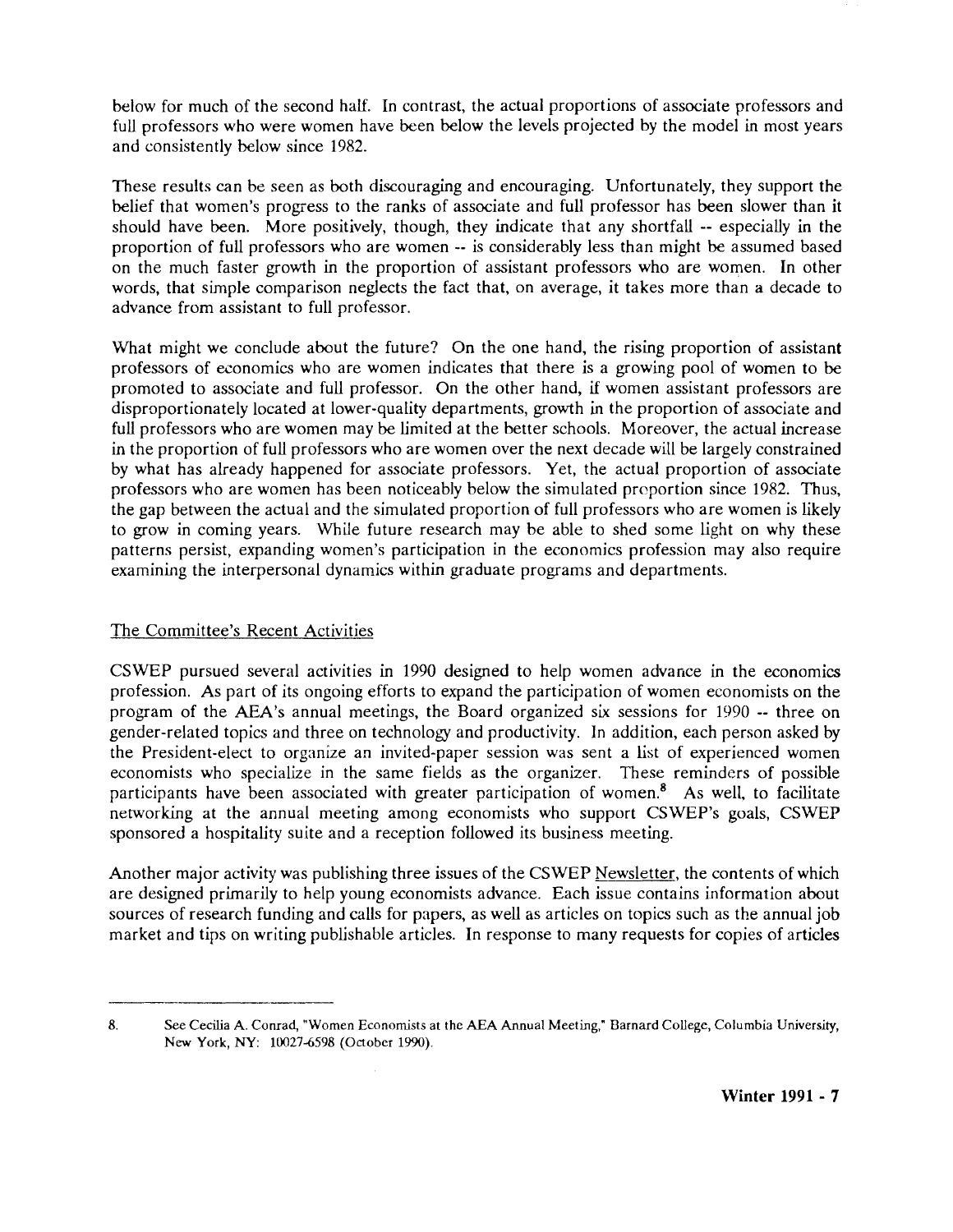below for much of the second half. In contrast, the actual proportions of associate professors and full professors who were women have been below the levels projected by the model in most years and consistently below since 1982.

These results can be seen as both discouraging and encouraging. Unfortunately, they support the belief that women's progress to the ranks of associate and full professor has been slower than it should have been. More positively, though, they indicate that any shortfall -- especially in the proportion of full professors who are women -- is considerably less than might be assumed based on the much faster growth in the proportion of assistant professors who are women. In other words, that simple comparison neglects the fact that, on average, it takes more than a decade to advance from assistant to full professor.

What might we conclude about the future? On the one hand, the rising proportion of assistant professors of economics who are women indicates that there is a growing pool of women to be promoted to associate and full professor. On the other hand, if women assistant professors are disproportionately located at lower-quality departments, growth in the proportion of associate and full professors who are women may be limited at the better schools. Moreover, the actual increase in the proportion of full professors who are women over the next decade will be largely constrained by what has already happened for associate professors. Yet, the actual proportion of associate professors who are women has been noticeably below the simulated proportion since 1982. Thus, the gap between the actual and the simulated proportion of full professors who are women is likely to grow in coming years. While future research may be able to shed some light on why these patterns persist, expanding women's participation in the economics profession may also require examining the interpersonal dynamics within graduate programs and departments.

## The Committee's Recent Activities

CSWEP pursued several activities in 1990 designed to help women advance in the economics profession. As part of its ongoing efforts to expand the participation of women economists on the program of the AEA's annual meetings, the Board organized six sessions for 1990 -- three on gender-related topics and three on technology and productivity. In addition, each person asked by the President-elect to organize an invited-paper session was sent a list of experienced women economists who specialize in the same fields as the organizer. These reminders of possible participants have been associated with greater participation of women.[8] As well, to facilitate networking at the annual meeting among economists who support CSWEP's goals, CSWEP sponsored a hospitality suite and a reception followed its business meeting.

Another major activity was publishing three issues of the CSWEP Newsletter, the contents of which are designed primarily to help young economists advance. Each issue contains information about sources of research funding and calls for papers, as well as articles on topics such as the annual job market and tips on writing publishable articles. In response to many requests for copies of articles

---

8. See Cecilia A. Conrad, "Women Economists at the AEA Annual Meeting," Barnard College, Columbia University, New York, NY: 10027-6598 (October 1990).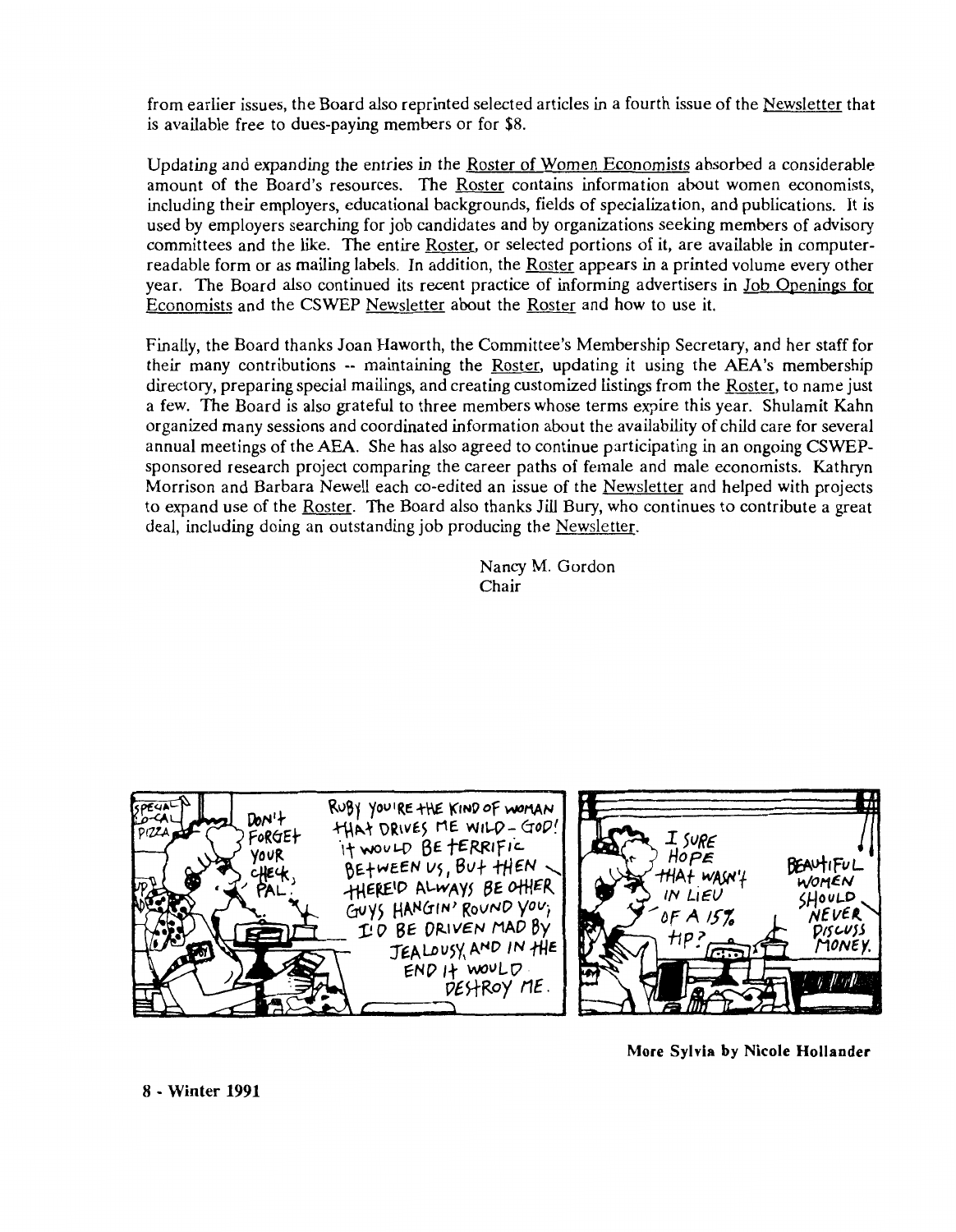from earlier issues, the Board also reprinted selected articles in a fourth issue of the Newsletter that is available free to dues-paying members or for $8.

Updating and expanding the entries in the Roster of Women Economists absorbed a considerable amount of the Board's resources. The Roster contains information about women economists, including their employers, educational backgrounds, fields of specialization, and publications. It is used by employers searching for job candidates and by organizations seeking members of advisory committees and the like. The entire Roster, or selected portions of it, are available in computer-readable form or as mailing labels. In addition, the Roster appears in a printed volume every other year. The Board also continued its recent practice of informing advertisers in Job Openings for Economists and the CSWEP Newsletter about the Roster and how to use it.

Finally, the Board thanks Joan Haworth, the Committee's Membership Secretary, and her staff for their many contributions -- maintaining the Roster, updating it using the AEA's membership directory, preparing special mailings, and creating customized listings from the Roster, to name just a few. The Board is also grateful to three members whose terms expire this year. Shulamit Kahn organized many sessions and coordinated information about the availability of child care for several annual meetings of the AEA. She has also agreed to continue participating in an ongoing CSWEP-sponsored research project comparing the career paths of female and male economists. Kathryn Morrison and Barbara Newell each co-edited an issue of the Newsletter and helped with projects to expand use of the Roster. The Board also thanks Jill Bury, who continues to contribute a great deal, including doing an outstanding job producing the Newsletter.

Nancy M. Gordon
Chair

**More Sylvia by Nicole Hollander**